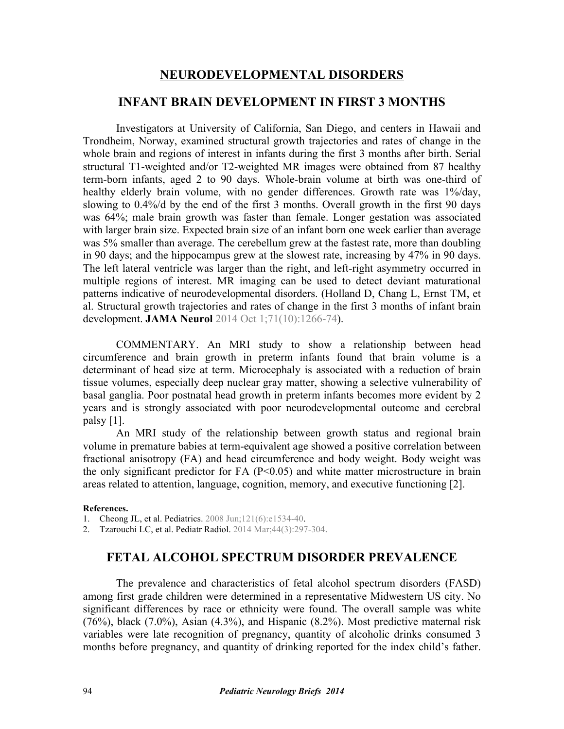# NEURODEVELOPMENTAL DISORDERS

## INFANT BRAIN DEVELOPMENT IN FIRST 3 MONTHS

Investigators at University of California, San Diego, and centers in Hawaii and Trondheim, Norway, examined structural growth trajectories and rates of change in the whole brain and regions of interest in infants during the first 3 months after birth. Serial structural T1-weighted and/or T2-weighted MR images were obtained from 87 healthy term-born infants, aged 2 to 90 days. Whole-brain volume at birth was one-third of healthy elderly brain volume, with no gender differences. Growth rate was 1%/day, slowing to 0.4%/d by the end of the first 3 months. Overall growth in the first 90 days was 64%; male brain growth was faster than female. Longer gestation was associated with larger brain size. Expected brain size of an infant born one week earlier than average was 5% smaller than average. The cerebellum grew at the fastest rate, more than doubling in 90 days; and the hippocampus grew at the slowest rate, increasing by 47% in 90 days. The left lateral ventricle was larger than the right, and left-right asymmetry occurred in multiple regions of interest. MR imaging can be used to detect deviant maturational patterns indicative of neurodevelopmental disorders. (Holland D, Chang L, Ernst TM, et al. Structural growth trajectories and rates of change in the first 3 months of infant brain development. **JAMA Neurol** 2014 Oct 1;71(10):1266-74).

COMMENTARY. An MRI study to show a relationship between head circumference and brain growth in preterm infants found that brain volume is a determinant of head size at term. Microcephaly is associated with a reduction of brain tissue volumes, especially deep nuclear gray matter, showing a selective vulnerability of basal ganglia. Poor postnatal head growth in preterm infants becomes more evident by 2 years and is strongly associated with poor neurodevelopmental outcome and cerebral palsy [1].

An MRI study of the relationship between growth status and regional brain volume in premature babies at term-equivalent age showed a positive correlation between fractional anisotropy (FA) and head circumference and body weight. Body weight was the only significant predictor for FA ($P<0.05$) and white matter microstructure in brain areas related to attention, language, cognition, memory, and executive functioning [2].

**References.**

1. Cheong JL, et al. Pediatrics. 2008 Jun;121(6):e1534-40.
2. Tzarouchi LC, et al. Pediatr Radiol. 2014 Mar;44(3):297-304.

## FETAL ALCOHOL SPECTRUM DISORDER PREVALENCE

The prevalence and characteristics of fetal alcohol spectrum disorders (FASD) among first grade children were determined in a representative Midwestern US city. No significant differences by race or ethnicity were found. The overall sample was white (76%), black (7.0%), Asian (4.3%), and Hispanic (8.2%). Most predictive maternal risk variables were late recognition of pregnancy, quantity of alcoholic drinks consumed 3 months before pregnancy, and quantity of drinking reported for the index child's father.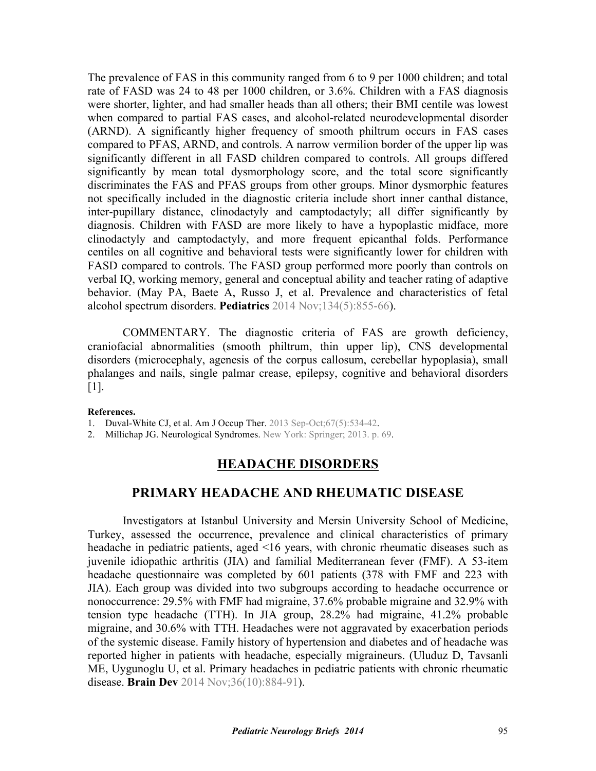The prevalence of FAS in this community ranged from 6 to 9 per 1000 children; and total rate of FASD was 24 to 48 per 1000 children, or 3.6%. Children with a FAS diagnosis were shorter, lighter, and had smaller heads than all others; their BMI centile was lowest when compared to partial FAS cases, and alcohol-related neurodevelopmental disorder (ARND). A significantly higher frequency of smooth philtrum occurs in FAS cases compared to PFAS, ARND, and controls. A narrow vermilion border of the upper lip was significantly different in all FASD children compared to controls. All groups differed significantly by mean total dysmorphology score, and the total score significantly discriminates the FAS and PFAS groups from other groups. Minor dysmorphic features not specifically included in the diagnostic criteria include short inner canthal distance, inter-pupillary distance, clinodactyly and camptodactyly; all differ significantly by diagnosis. Children with FASD are more likely to have a hypoplastic midface, more clinodactyly and camptodactyly, and more frequent epicanthal folds. Performance centiles on all cognitive and behavioral tests were significantly lower for children with FASD compared to controls. The FASD group performed more poorly than controls on verbal IQ, working memory, general and conceptual ability and teacher rating of adaptive behavior. (May PA, Baete A, Russo J, et al. Prevalence and characteristics of fetal alcohol spectrum disorders. **Pediatrics** 2014 Nov;134(5):855-66).

COMMENTARY. The diagnostic criteria of FAS are growth deficiency, craniofacial abnormalities (smooth philtrum, thin upper lip), CNS developmental disorders (microcephaly, agenesis of the corpus callosum, cerebellar hypoplasia), small phalanges and nails, single palmar crease, epilepsy, cognitive and behavioral disorders [1].

**References.**

1. Duval-White CJ, et al. Am J Occup Ther. 2013 Sep-Oct;67(5):534-42.
2. Millichap JG. Neurological Syndromes. New York: Springer; 2013. p. 69.

## HEADACHE DISORDERS

### PRIMARY HEADACHE AND RHEUMATIC DISEASE

Investigators at Istanbul University and Mersin University School of Medicine, Turkey, assessed the occurrence, prevalence and clinical characteristics of primary headache in pediatric patients, aged <16 years, with chronic rheumatic diseases such as juvenile idiopathic arthritis (JIA) and familial Mediterranean fever (FMF). A 53-item headache questionnaire was completed by 601 patients (378 with FMF and 223 with JIA). Each group was divided into two subgroups according to headache occurrence or nonoccurrence: 29.5% with FMF had migraine, 37.6% probable migraine and 32.9% with tension type headache (TTH). In JIA group, 28.2% had migraine, 41.2% probable migraine, and 30.6% with TTH. Headaches were not aggravated by exacerbation periods of the systemic disease. Family history of hypertension and diabetes and of headache was reported higher in patients with headache, especially migraineurs. (Uluduz D, Tavsanli ME, Uygunoglu U, et al. Primary headaches in pediatric patients with chronic rheumatic disease. **Brain Dev** 2014 Nov;36(10):884-91).